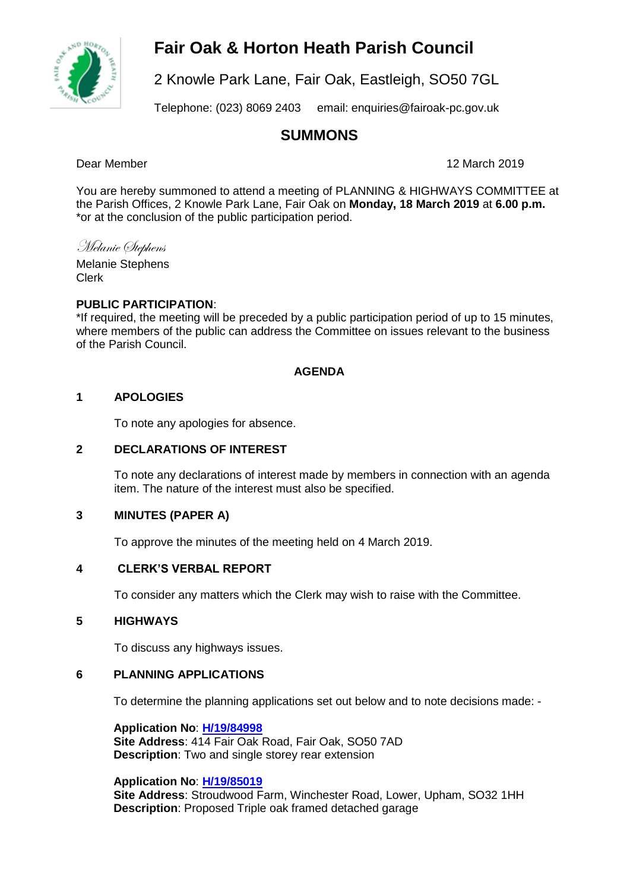# Fair Oak & Horton Heath Parish Council

2 Knowle Park Lane, Fair Oak, Eastleigh, SO50 7GL

Telephone: (023) 8069 2403 email: enquiries@fairoak-pc.gov.uk

## SUMMONS

Dear Member

12 March 2019

You are hereby summoned to attend a meeting of PLANNING & HIGHWAYS COMMITTEE at the Parish Offices, 2 Knowle Park Lane, Fair Oak on **Monday, 18 March 2019** at **6.00 p.m.** *or at the conclusion of the public participation period.

*Melanie Stephens*

Melanie Stephens
Clerk

**PUBLIC PARTICIPATION**:
*If required, the meeting will be preceded by a public participation period of up to 15 minutes, where members of the public can address the Committee on issues relevant to the business of the Parish Council.

### AGENDA

**1 APOLOGIES**

To note any apologies for absence.

**2 DECLARATIONS OF INTEREST**

To note any declarations of interest made by members in connection with an agenda item. The nature of the interest must also be specified.

**3 MINUTES (PAPER A)**

To approve the minutes of the meeting held on 4 March 2019.

**4 CLERK'S VERBAL REPORT**

To consider any matters which the Clerk may wish to raise with the Committee.

**5 HIGHWAYS**

To discuss any highways issues.

**6 PLANNING APPLICATIONS**

To determine the planning applications set out below and to note decisions made: -

**Application No**: **H/19/84998**
**Site Address**: 414 Fair Oak Road, Fair Oak, SO50 7AD
**Description**: Two and single storey rear extension

**Application No**: **H/19/85019**
**Site Address**: Stroudwood Farm, Winchester Road, Lower, Upham, SO32 1HH
**Description**: Proposed Triple oak framed detached garage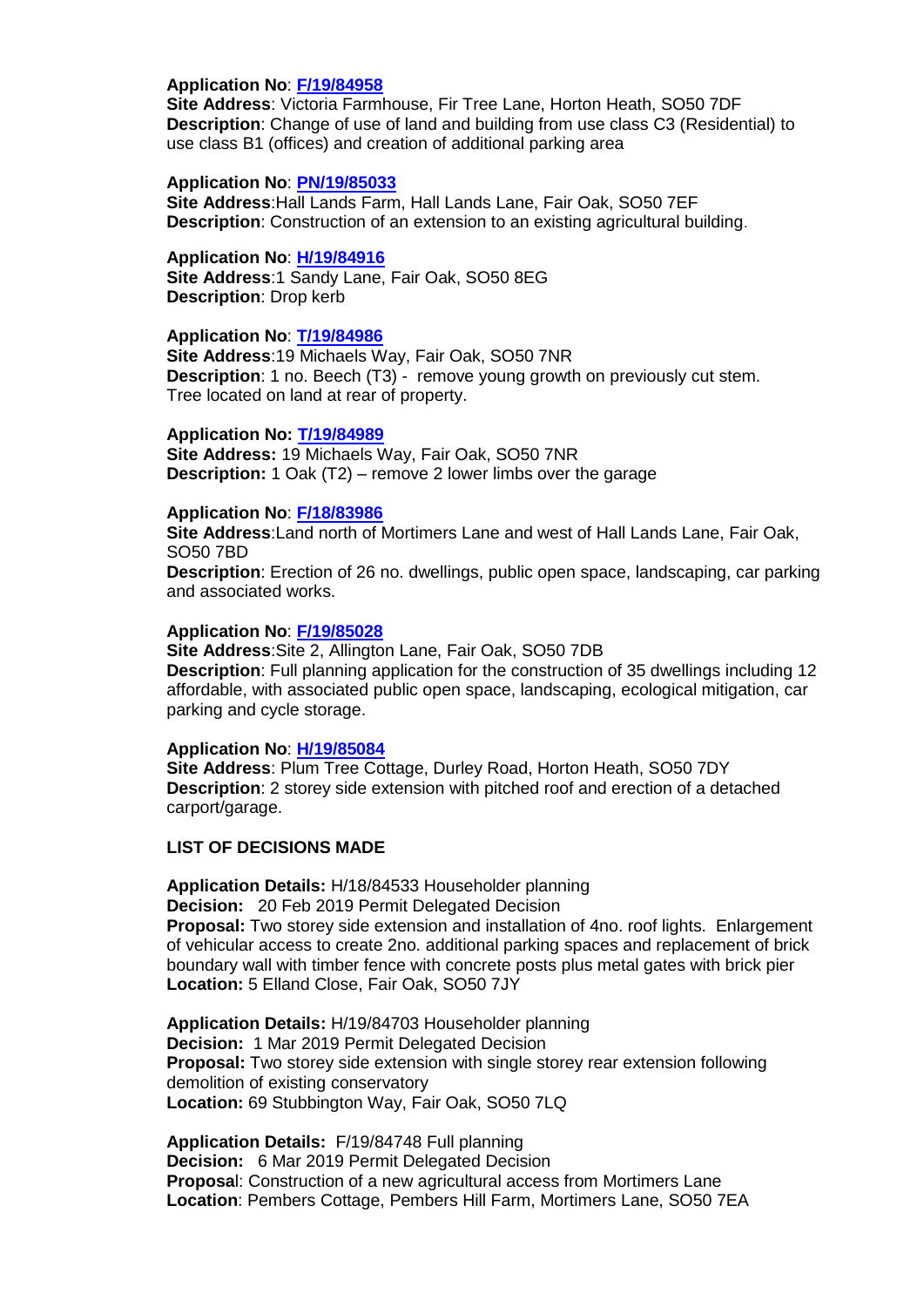**Application No**: [F/19/84958]
**Site Address**: Victoria Farmhouse, Fir Tree Lane, Horton Heath, SO50 7DF
**Description**: Change of use of land and building from use class C3 (Residential) to use class B1 (offices) and creation of additional parking area

**Application No**: [PN/19/85033]
**Site Address**:Hall Lands Farm, Hall Lands Lane, Fair Oak, SO50 7EF
**Description**: Construction of an extension to an existing agricultural building.

**Application No**: [H/19/84916]
**Site Address**:1 Sandy Lane, Fair Oak, SO50 8EG
**Description**: Drop kerb

**Application No**: [T/19/84986]
**Site Address**:19 Michaels Way, Fair Oak, SO50 7NR
**Description**: 1 no. Beech (T3) - remove young growth on previously cut stem. Tree located on land at rear of property.

**Application No:** [T/19/84989]
**Site Address:** 19 Michaels Way, Fair Oak, SO50 7NR
**Description:** 1 Oak (T2) – remove 2 lower limbs over the garage

**Application No**: [F/18/83986]
**Site Address**:Land north of Mortimers Lane and west of Hall Lands Lane, Fair Oak, SO50 7BD
**Description**: Erection of 26 no. dwellings, public open space, landscaping, car parking and associated works.

**Application No**: [F/19/85028]
**Site Address**:Site 2, Allington Lane, Fair Oak, SO50 7DB
**Description**: Full planning application for the construction of 35 dwellings including 12 affordable, with associated public open space, landscaping, ecological mitigation, car parking and cycle storage.

**Application No**: [H/19/85084]
**Site Address**: Plum Tree Cottage, Durley Road, Horton Heath, SO50 7DY
**Description**: 2 storey side extension with pitched roof and erection of a detached carport/garage.

**LIST OF DECISIONS MADE**

**Application Details:** H/18/84533 Householder planning
**Decision:** 20 Feb 2019 Permit Delegated Decision
**Proposal:** Two storey side extension and installation of 4no. roof lights. Enlargement of vehicular access to create 2no. additional parking spaces and replacement of brick boundary wall with timber fence with concrete posts plus metal gates with brick pier
**Location:** 5 Elland Close, Fair Oak, SO50 7JY

**Application Details:** H/19/84703 Householder planning
**Decision:** 1 Mar 2019 Permit Delegated Decision
**Proposal:** Two storey side extension with single storey rear extension following demolition of existing conservatory
**Location:** 69 Stubbington Way, Fair Oak, SO50 7LQ

**Application Details:** F/19/84748 Full planning
**Decision:** 6 Mar 2019 Permit Delegated Decision
**Proposal**: Construction of a new agricultural access from Mortimers Lane
**Location**: Pembers Cottage, Pembers Hill Farm, Mortimers Lane, SO50 7EA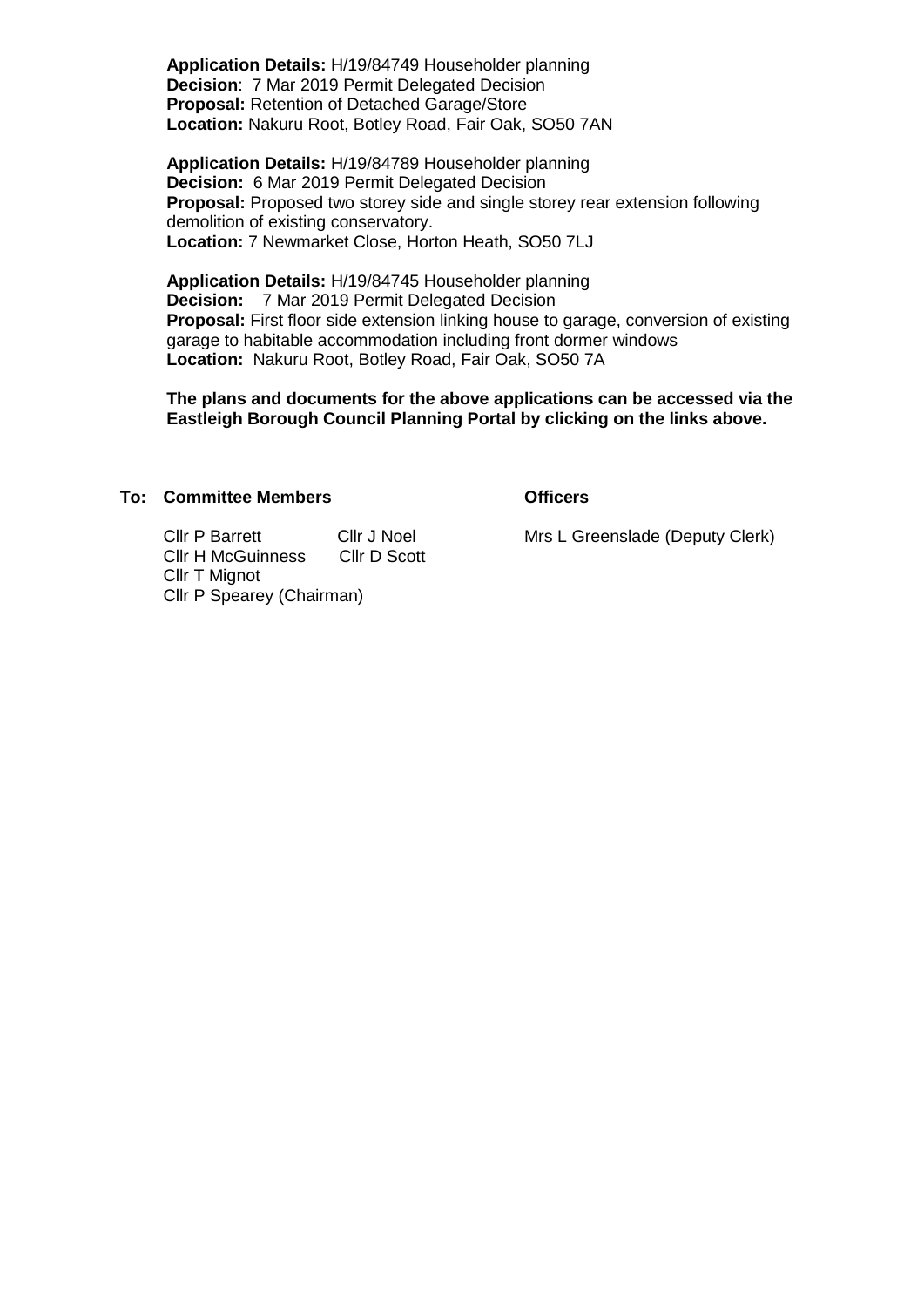**Application Details:** H/19/84749 Householder planning
**Decision**: 7 Mar 2019 Permit Delegated Decision
**Proposal:** Retention of Detached Garage/Store
**Location:** Nakuru Root, Botley Road, Fair Oak, SO50 7AN

**Application Details:** H/19/84789 Householder planning
**Decision:** 6 Mar 2019 Permit Delegated Decision
**Proposal:** Proposed two storey side and single storey rear extension following demolition of existing conservatory.
**Location:** 7 Newmarket Close, Horton Heath, SO50 7LJ

**Application Details:** H/19/84745 Householder planning
**Decision:** 7 Mar 2019 Permit Delegated Decision
**Proposal:** First floor side extension linking house to garage, conversion of existing garage to habitable accommodation including front dormer windows
**Location:** Nakuru Root, Botley Road, Fair Oak, SO50 7A

**The plans and documents for the above applications can be accessed via the Eastleigh Borough Council Planning Portal by clicking on the links above.**

**To: Committee Members**

Cllr P Barrett
Cllr J Noel
Cllr H McGuinness
Cllr D Scott
Cllr T Mignot
Cllr P Spearey (Chairman)

**Officers**

Mrs L Greenslade (Deputy Clerk)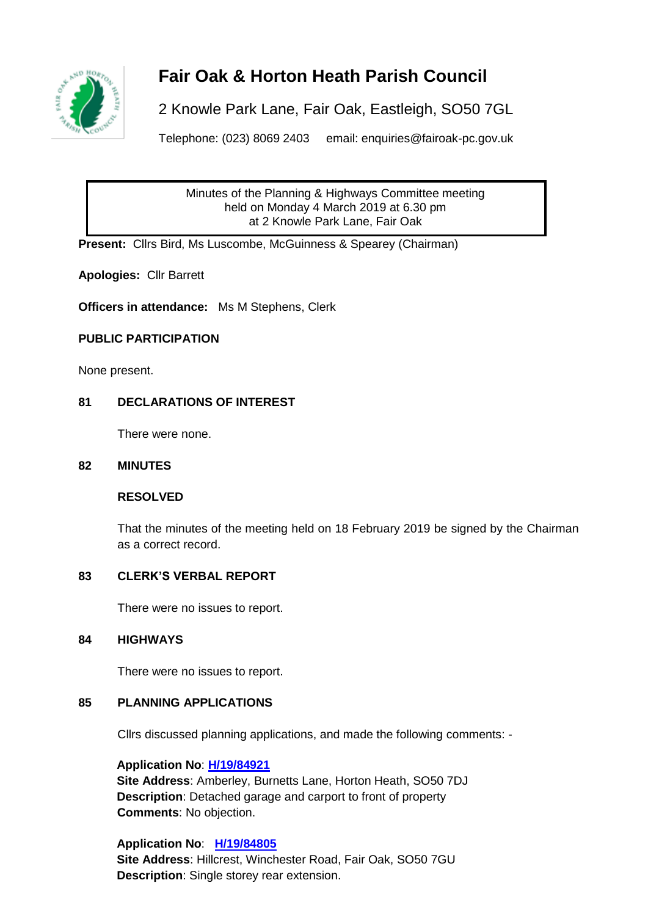# Fair Oak & Horton Heath Parish Council

2 Knowle Park Lane, Fair Oak, Eastleigh, SO50 7GL

Telephone: (023) 8069 2403 email: enquiries@fairoak-pc.gov.uk

Minutes of the Planning & Highways Committee meeting
held on Monday 4 March 2019 at 6.30 pm
at 2 Knowle Park Lane, Fair Oak

**Present:** Cllrs Bird, Ms Luscombe, McGuinness & Spearey (Chairman)

**Apologies:** Cllr Barrett

**Officers in attendance:** Ms M Stephens, Clerk

**PUBLIC PARTICIPATION**

None present.

**81 DECLARATIONS OF INTEREST**

There were none.

**82 MINUTES**

**RESOLVED**

That the minutes of the meeting held on 18 February 2019 be signed by the Chairman as a correct record.

**83 CLERK'S VERBAL REPORT**

There were no issues to report.

**84 HIGHWAYS**

There were no issues to report.

**85 PLANNING APPLICATIONS**

Cllrs discussed planning applications, and made the following comments: -

**Application No**: **H/19/84921**
**Site Address**: Amberley, Burnetts Lane, Horton Heath, SO50 7DJ
**Description**: Detached garage and carport to front of property
**Comments**: No objection.

**Application No**: **H/19/84805**
**Site Address**: Hillcrest, Winchester Road, Fair Oak, SO50 7GU
**Description**: Single storey rear extension.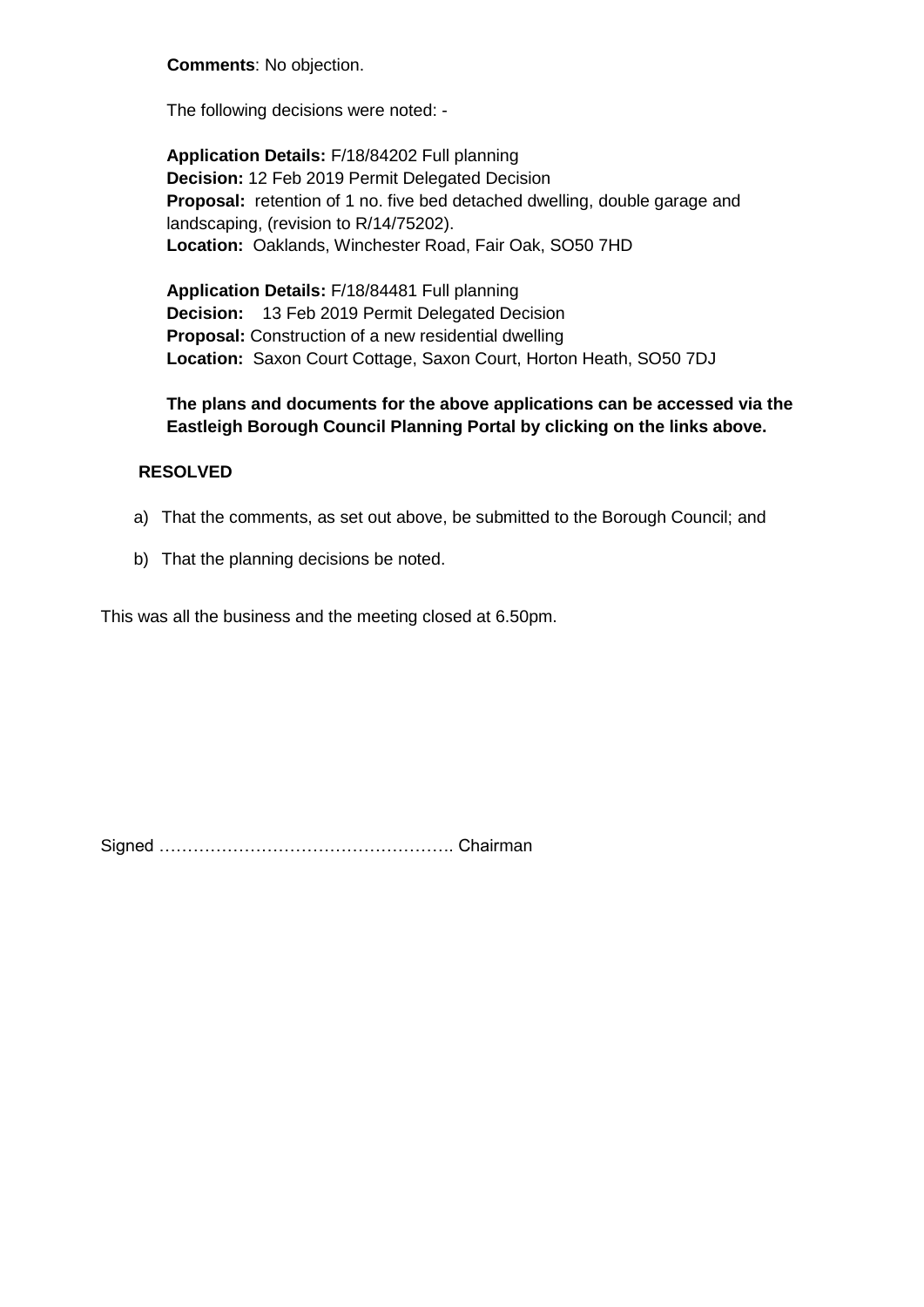**Comments**: No objection.

The following decisions were noted: -

**Application Details:** F/18/84202 Full planning
**Decision:** 12 Feb 2019 Permit Delegated Decision
**Proposal:** retention of 1 no. five bed detached dwelling, double garage and landscaping, (revision to R/14/75202).
**Location:** Oaklands, Winchester Road, Fair Oak, SO50 7HD

**Application Details:** F/18/84481 Full planning
**Decision:** 13 Feb 2019 Permit Delegated Decision
**Proposal:** Construction of a new residential dwelling
**Location:** Saxon Court Cottage, Saxon Court, Horton Heath, SO50 7DJ

**The plans and documents for the above applications can be accessed via the Eastleigh Borough Council Planning Portal by clicking on the links above.**

**RESOLVED**

a) That the comments, as set out above, be submitted to the Borough Council; and

b) That the planning decisions be noted.

This was all the business and the meeting closed at 6.50pm.

Signed ……………………………………………. Chairman